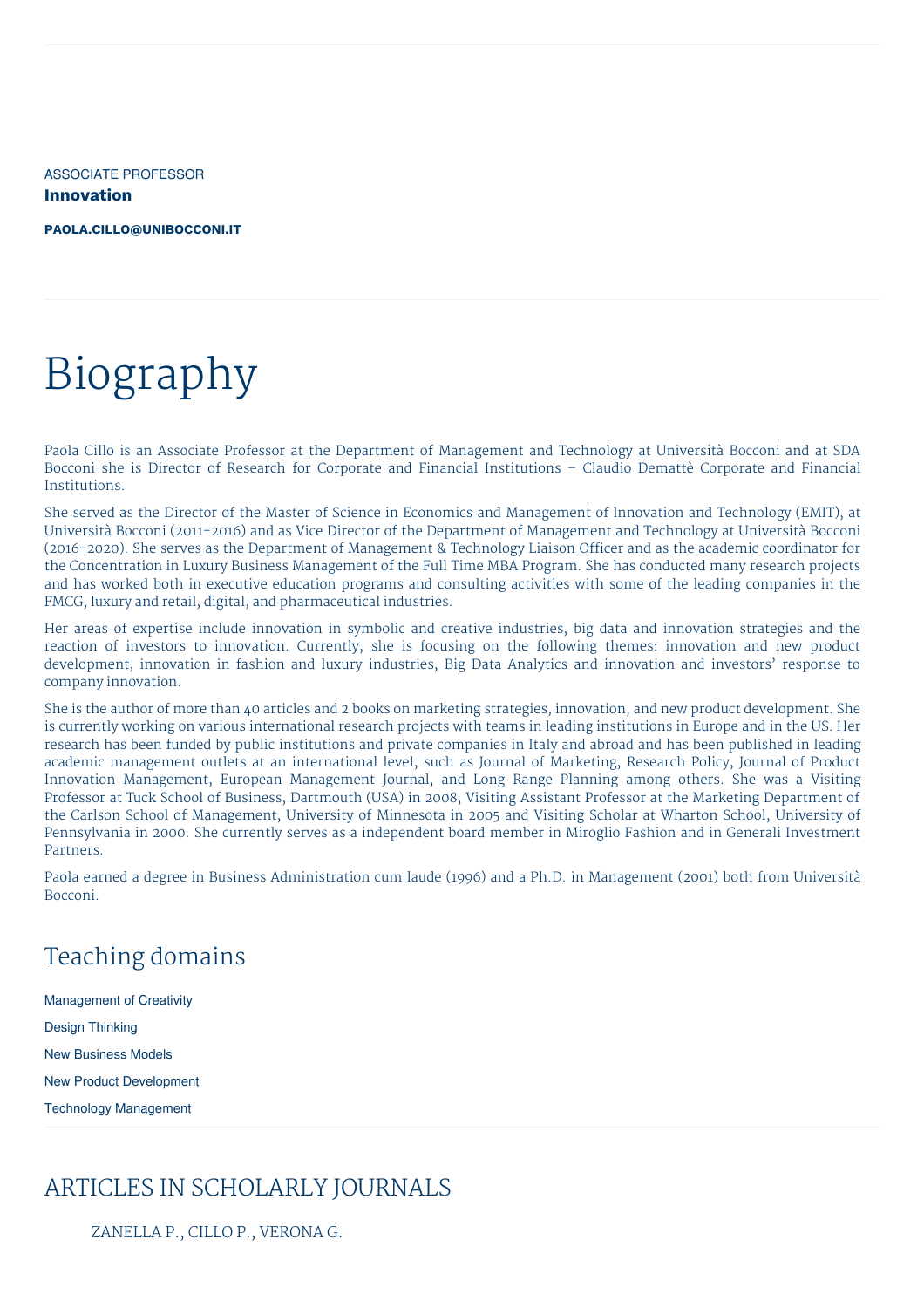ASSOCIATE PROFESSOR

**Innovation**

**PAOLA.CILLO@UNIBOCCONI.IT**

# Biography

Paola Cillo is an Associate Professor at the Department of Management and Technology at Università Bocconi and at SDA Bocconi she is Director of Research for Corporate and Financial Institutions – Claudio Demattè Corporate and Financial Institutions.

She served as the Director of the Master of Science in Economics and Management of Innovation and Technology (EMIT), at Università Bocconi (2011-2016) and as Vice Director of the Department of Management and Technology at Università Bocconi (2016-2020). She serves as the Department of Management & Technology Liaison Officer and as the academic coordinator for the Concentration in Luxury Business Management of the Full Time MBA Program. She has conducted many research projects and has worked both in executive education programs and consulting activities with some of the leading companies in the FMCG, luxury and retail, digital, and pharmaceutical industries.

Her areas of expertise include innovation in symbolic and creative industries, big data and innovation strategies and the reaction of investors to innovation. Currently, she is focusing on the following themes: innovation and new product development, innovation in fashion and luxury industries, Big Data Analytics and innovation and investors' response to company innovation.

She is the author of more than 40 articles and 2 books on marketing strategies, innovation, and new product development. She is currently working on various international research projects with teams in leading institutions in Europe and in the US. Her research has been funded by public institutions and private companies in Italy and abroad and has been published in leading academic management outlets at an international level, such as Journal of Marketing, Research Policy, Journal of Product Innovation Management, European Management Journal, and Long Range Planning among others. She was a Visiting Professor at Tuck School of Business, Dartmouth (USA) in 2008, Visiting Assistant Professor at the Marketing Department of the Carlson School of Management, University of Minnesota in 2005 and Visiting Scholar at Wharton School, University of Pennsylvania in 2000. She currently serves as a independent board member in Miroglio Fashion and in Generali Investment Partners.

Paola earned a degree in Business Administration cum laude (1996) and a Ph.D. in Management (2001) both from Università Bocconi.

## Teaching domains

Management of Creativity

Design Thinking

New Business Models

New Product Development

Technology Management

## ARTICLES IN SCHOLARLY JOURNALS

ZANELLA P., CILLO P., VERONA G.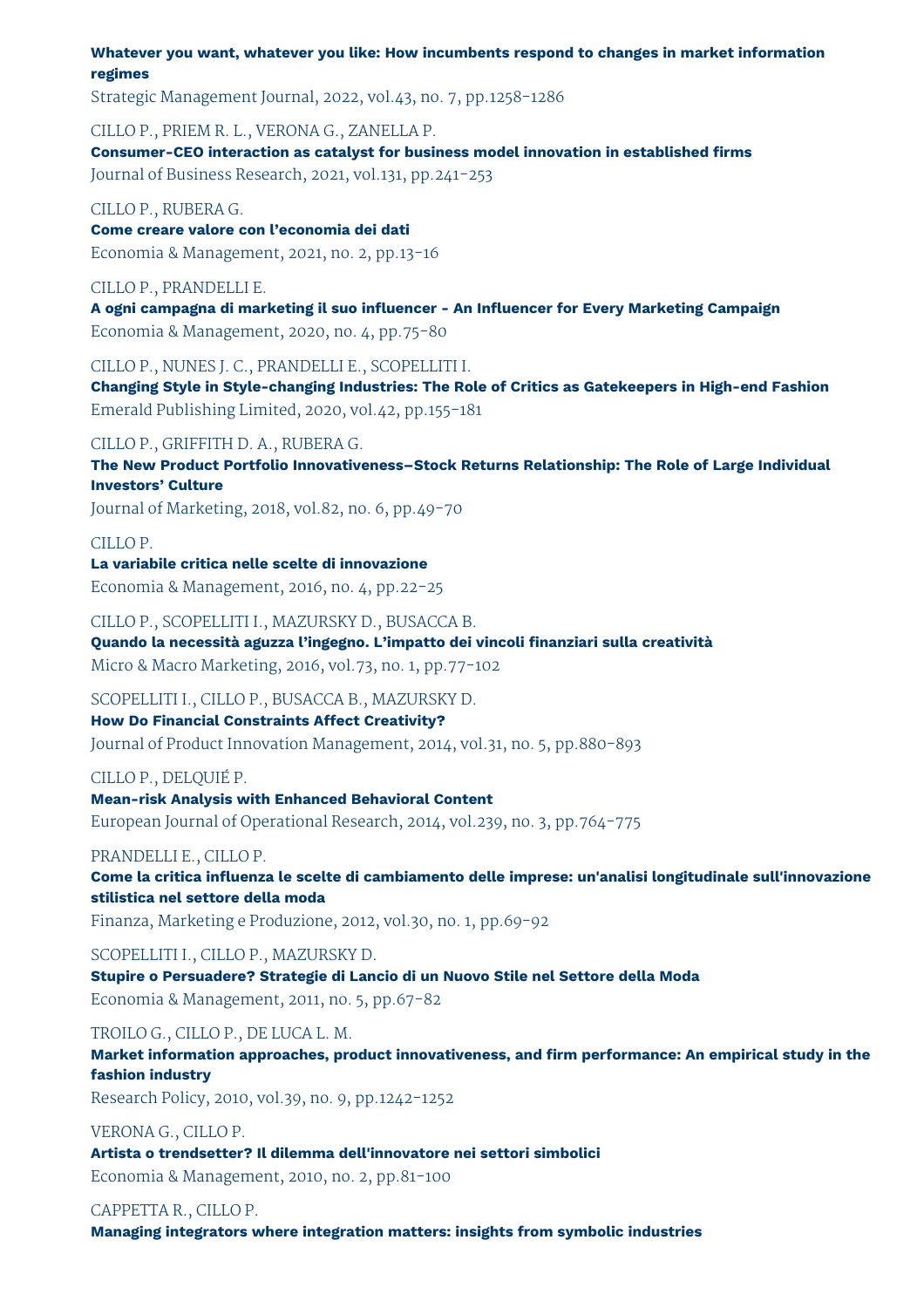**Whatever you want, whatever you like: How incumbents respond to changes in market information regimes**
Strategic Management Journal, 2022, vol.43, no. 7, pp.1258-1286

CILLO P., PRIEM R. L., VERONA G., ZANELLA P.
**Consumer-CEO interaction as catalyst for business model innovation in established firms**
Journal of Business Research, 2021, vol.131, pp.241-253

CILLO P., RUBERA G.
**Come creare valore con l'economia dei dati**
Economia & Management, 2021, no. 2, pp.13-16

CILLO P., PRANDELLI E.
**A ogni campagna di marketing il suo influencer - An Influencer for Every Marketing Campaign**
Economia & Management, 2020, no. 4, pp.75-80

CILLO P., NUNES J. C., PRANDELLI E., SCOPELLITI I.
**Changing Style in Style-changing Industries: The Role of Critics as Gatekeepers in High-end Fashion**
Emerald Publishing Limited, 2020, vol.42, pp.155-181

CILLO P., GRIFFITH D. A., RUBERA G.
**The New Product Portfolio Innovativeness–Stock Returns Relationship: The Role of Large Individual Investors' Culture**
Journal of Marketing, 2018, vol.82, no. 6, pp.49-70

CILLO P.
**La variabile critica nelle scelte di innovazione**
Economia & Management, 2016, no. 4, pp.22-25

CILLO P., SCOPELLITI I., MAZURSKY D., BUSACCA B.
**Quando la necessità aguzza l'ingegno. L'impatto dei vincoli finanziari sulla creatività**
Micro & Macro Marketing, 2016, vol.73, no. 1, pp.77-102

SCOPELLITI I., CILLO P., BUSACCA B., MAZURSKY D.
**How Do Financial Constraints Affect Creativity?**
Journal of Product Innovation Management, 2014, vol.31, no. 5, pp.880-893

CILLO P., DELQUIÉ P.
**Mean-risk Analysis with Enhanced Behavioral Content**
European Journal of Operational Research, 2014, vol.239, no. 3, pp.764-775

PRANDELLI E., CILLO P.
**Come la critica influenza le scelte di cambiamento delle imprese: un'analisi longitudinale sull'innovazione stilistica nel settore della moda**
Finanza, Marketing e Produzione, 2012, vol.30, no. 1, pp.69-92

SCOPELLITI I., CILLO P., MAZURSKY D.
**Stupire o Persuadere? Strategie di Lancio di un Nuovo Stile nel Settore della Moda**
Economia & Management, 2011, no. 5, pp.67-82

TROILO G., CILLO P., DE LUCA L. M.
**Market information approaches, product innovativeness, and firm performance: An empirical study in the fashion industry**
Research Policy, 2010, vol.39, no. 9, pp.1242-1252

VERONA G., CILLO P.
**Artista o trendsetter? Il dilemma dell'innovatore nei settori simbolici**
Economia & Management, 2010, no. 2, pp.81-100

CAPPETTA R., CILLO P.
**Managing integrators where integration matters: insights from symbolic industries**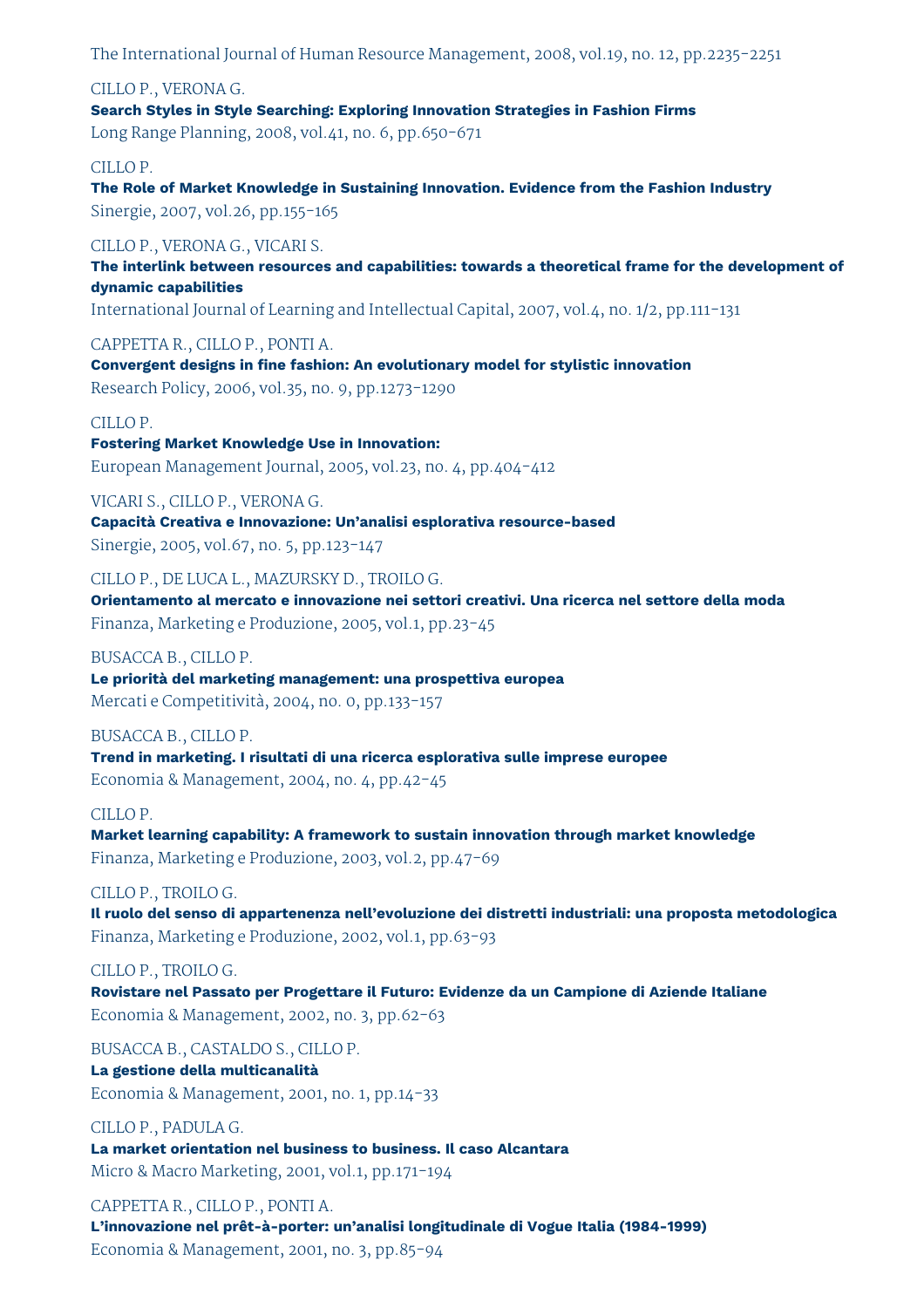The International Journal of Human Resource Management, 2008, vol.19, no. 12, pp.2235-2251

CILLO P., VERONA G.
**Search Styles in Style Searching: Exploring Innovation Strategies in Fashion Firms**
Long Range Planning, 2008, vol.41, no. 6, pp.650-671

CILLO P.
**The Role of Market Knowledge in Sustaining Innovation. Evidence from the Fashion Industry**
Sinergie, 2007, vol.26, pp.155-165

CILLO P., VERONA G., VICARI S.
**The interlink between resources and capabilities: towards a theoretical frame for the development of dynamic capabilities**
International Journal of Learning and Intellectual Capital, 2007, vol.4, no. 1/2, pp.111-131

CAPPETTA R., CILLO P., PONTI A.
**Convergent designs in fine fashion: An evolutionary model for stylistic innovation**
Research Policy, 2006, vol.35, no. 9, pp.1273-1290

CILLO P.
**Fostering Market Knowledge Use in Innovation:**
European Management Journal, 2005, vol.23, no. 4, pp.404-412

VICARI S., CILLO P., VERONA G.
**Capacità Creativa e Innovazione: Un'analisi esplorativa resource-based**
Sinergie, 2005, vol.67, no. 5, pp.123-147

CILLO P., DE LUCA L., MAZURSKY D., TROILO G.
**Orientamento al mercato e innovazione nei settori creativi. Una ricerca nel settore della moda**
Finanza, Marketing e Produzione, 2005, vol.1, pp.23-45

BUSACCA B., CILLO P.
**Le priorità del marketing management: una prospettiva europea**
Mercati e Competitività, 2004, no. 0, pp.133-157

BUSACCA B., CILLO P.
**Trend in marketing. I risultati di una ricerca esplorativa sulle imprese europee**
Economia & Management, 2004, no. 4, pp.42-45

CILLO P.
**Market learning capability: A framework to sustain innovation through market knowledge**
Finanza, Marketing e Produzione, 2003, vol.2, pp.47-69

CILLO P., TROILO G.
**Il ruolo del senso di appartenenza nell'evoluzione dei distretti industriali: una proposta metodologica**
Finanza, Marketing e Produzione, 2002, vol.1, pp.63-93

CILLO P., TROILO G.
**Rovistare nel Passato per Progettare il Futuro: Evidenze da un Campione di Aziende Italiane**
Economia & Management, 2002, no. 3, pp.62-63

BUSACCA B., CASTALDO S., CILLO P.
**La gestione della multicanalità**
Economia & Management, 2001, no. 1, pp.14-33

CILLO P., PADULA G.
**La market orientation nel business to business. Il caso Alcantara**
Micro & Macro Marketing, 2001, vol.1, pp.171-194

CAPPETTA R., CILLO P., PONTI A.
**L'innovazione nel prêt-à-porter: un'analisi longitudinale di Vogue Italia (1984-1999)**
Economia & Management, 2001, no. 3, pp.85-94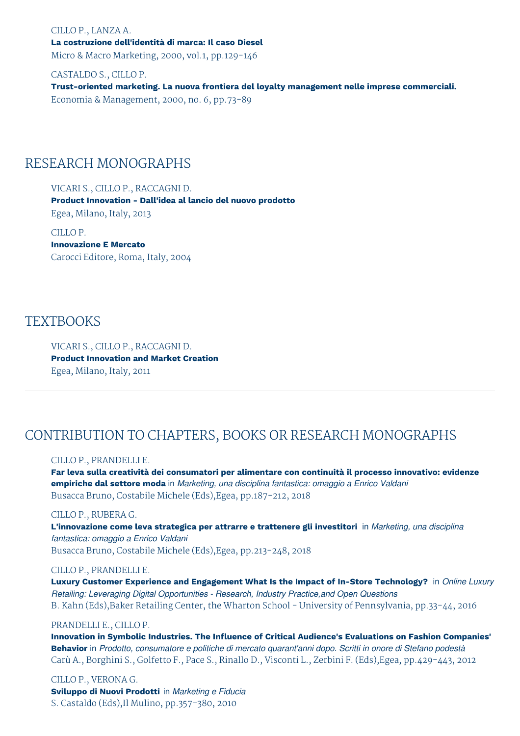CILLO P., LANZA A.
**La costruzione dell'identità di marca: Il caso Diesel**
Micro & Macro Marketing, 2000, vol.1, pp.129-146

CASTALDO S., CILLO P.
**Trust-oriented marketing. La nuova frontiera del loyalty management nelle imprese commerciali.**
Economia & Management, 2000, no. 6, pp.73-89

## RESEARCH MONOGRAPHS

VICARI S., CILLO P., RACCAGNI D.
**Product Innovation - Dall'idea al lancio del nuovo prodotto**
Egea, Milano, Italy, 2013

CILLO P.
**Innovazione E Mercato**
Carocci Editore, Roma, Italy, 2004

## TEXTBOOKS

VICARI S., CILLO P., RACCAGNI D.
**Product Innovation and Market Creation**
Egea, Milano, Italy, 2011

## CONTRIBUTION TO CHAPTERS, BOOKS OR RESEARCH MONOGRAPHS

CILLO P., PRANDELLI E.
**Far leva sulla creatività dei consumatori per alimentare con continuità il processo innovativo: evidenze empiriche dal settore moda** in *Marketing, una disciplina fantastica: omaggio a Enrico Valdani*
Busacca Bruno, Costabile Michele (Eds),Egea, pp.187-212, 2018

CILLO P., RUBERA G.
**L'innovazione come leva strategica per attrarre e trattenere gli investitori** in *Marketing, una disciplina fantastica: omaggio a Enrico Valdani*
Busacca Bruno, Costabile Michele (Eds),Egea, pp.213-248, 2018

CILLO P., PRANDELLI E.
**Luxury Customer Experience and Engagement What Is the Impact of In-Store Technology?** in *Online Luxury Retailing: Leveraging Digital Opportunities - Research, Industry Practice,and Open Questions*
B. Kahn (Eds),Baker Retailing Center, the Wharton School - University of Pennsylvania, pp.33-44, 2016

PRANDELLI E., CILLO P.
**Innovation in Symbolic Industries. The Influence of Critical Audience's Evaluations on Fashion Companies' Behavior** in *Prodotto, consumatore e politiche di mercato quarant'anni dopo. Scritti in onore di Stefano podestà*
Carù A., Borghini S., Golfetto F., Pace S., Rinallo D., Visconti L., Zerbini F. (Eds),Egea, pp.429-443, 2012

CILLO P., VERONA G.
**Sviluppo di Nuovi Prodotti** in *Marketing e Fiducia*
S. Castaldo (Eds),Il Mulino, pp.357-380, 2010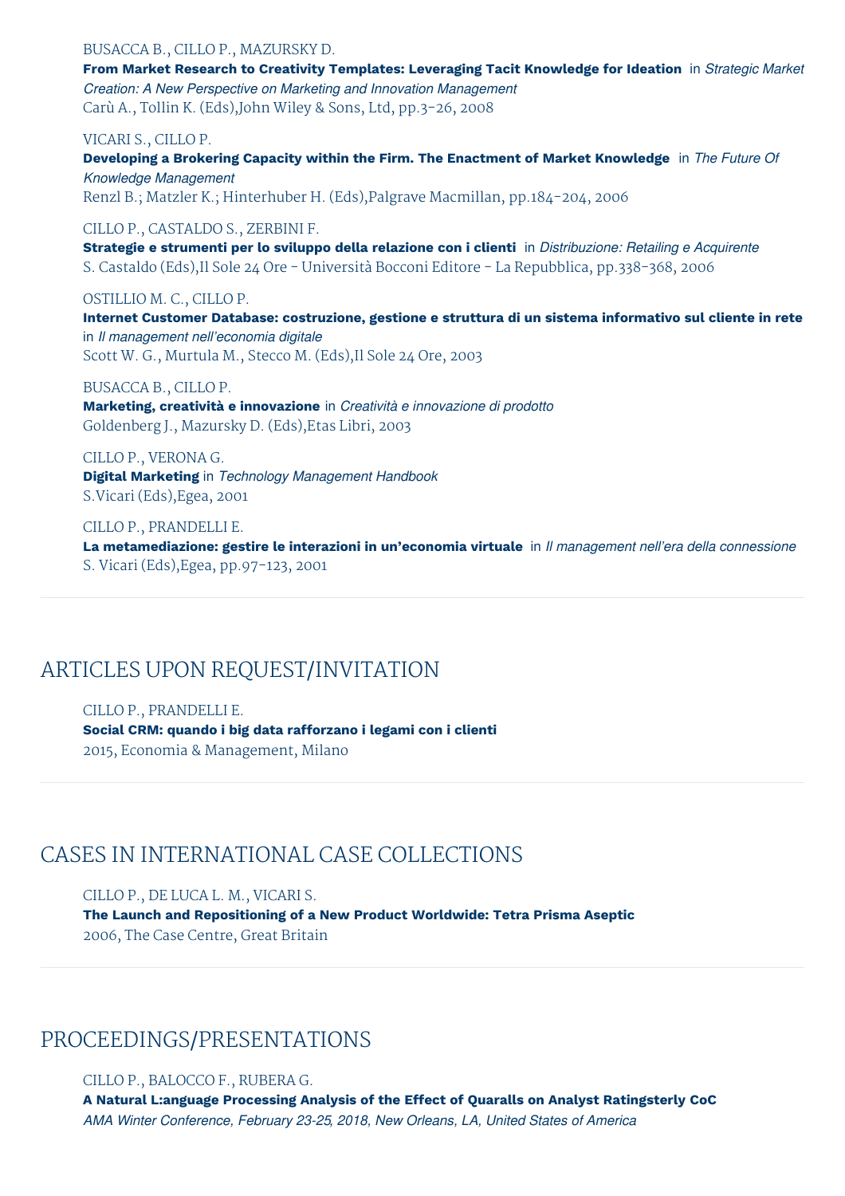BUSACCA B., CILLO P., MAZURSKY D.
**From Market Research to Creativity Templates: Leveraging Tacit Knowledge for Ideation** in *Strategic Market Creation: A New Perspective on Marketing and Innovation Management*
Carù A., Tollin K. (Eds),John Wiley & Sons, Ltd, pp.3-26, 2008

VICARI S., CILLO P.
**Developing a Brokering Capacity within the Firm. The Enactment of Market Knowledge** in *The Future Of Knowledge Management*
Renzl B.; Matzler K.; Hinterhuber H. (Eds),Palgrave Macmillan, pp.184-204, 2006

CILLO P., CASTALDO S., ZERBINI F.
**Strategie e strumenti per lo sviluppo della relazione con i clienti** in *Distribuzione: Retailing e Acquirente*
S. Castaldo (Eds),Il Sole 24 Ore - Università Bocconi Editore - La Repubblica, pp.338-368, 2006

OSTILLIO M. C., CILLO P.
**Internet Customer Database: costruzione, gestione e struttura di un sistema informativo sul cliente in rete** in *Il management nell'economia digitale*
Scott W. G., Murtula M., Stecco M. (Eds),Il Sole 24 Ore, 2003

BUSACCA B., CILLO P.
**Marketing, creatività e innovazione** in *Creatività e innovazione di prodotto*
Goldenberg J., Mazursky D. (Eds),Etas Libri, 2003

CILLO P., VERONA G.
**Digital Marketing** in *Technology Management Handbook*
S.Vicari (Eds),Egea, 2001

CILLO P., PRANDELLI E.
**La metamediazione: gestire le interazioni in un'economia virtuale** in *Il management nell'era della connessione*
S. Vicari (Eds),Egea, pp.97-123, 2001

## ARTICLES UPON REQUEST/INVITATION

CILLO P., PRANDELLI E.
**Social CRM: quando i big data rafforzano i legami con i clienti**
2015, Economia & Management, Milano

## CASES IN INTERNATIONAL CASE COLLECTIONS

CILLO P., DE LUCA L. M., VICARI S.
**The Launch and Repositioning of a New Product Worldwide: Tetra Prisma Aseptic**
2006, The Case Centre, Great Britain

## PROCEEDINGS/PRESENTATIONS

CILLO P., BALOCCO F., RUBERA G.
**A Natural L:anguage Processing Analysis of the Effect of Quaralls on Analyst Ratingsterly CoC**
*AMA Winter Conference, February 23-25, 2018, New Orleans, LA, United States of America*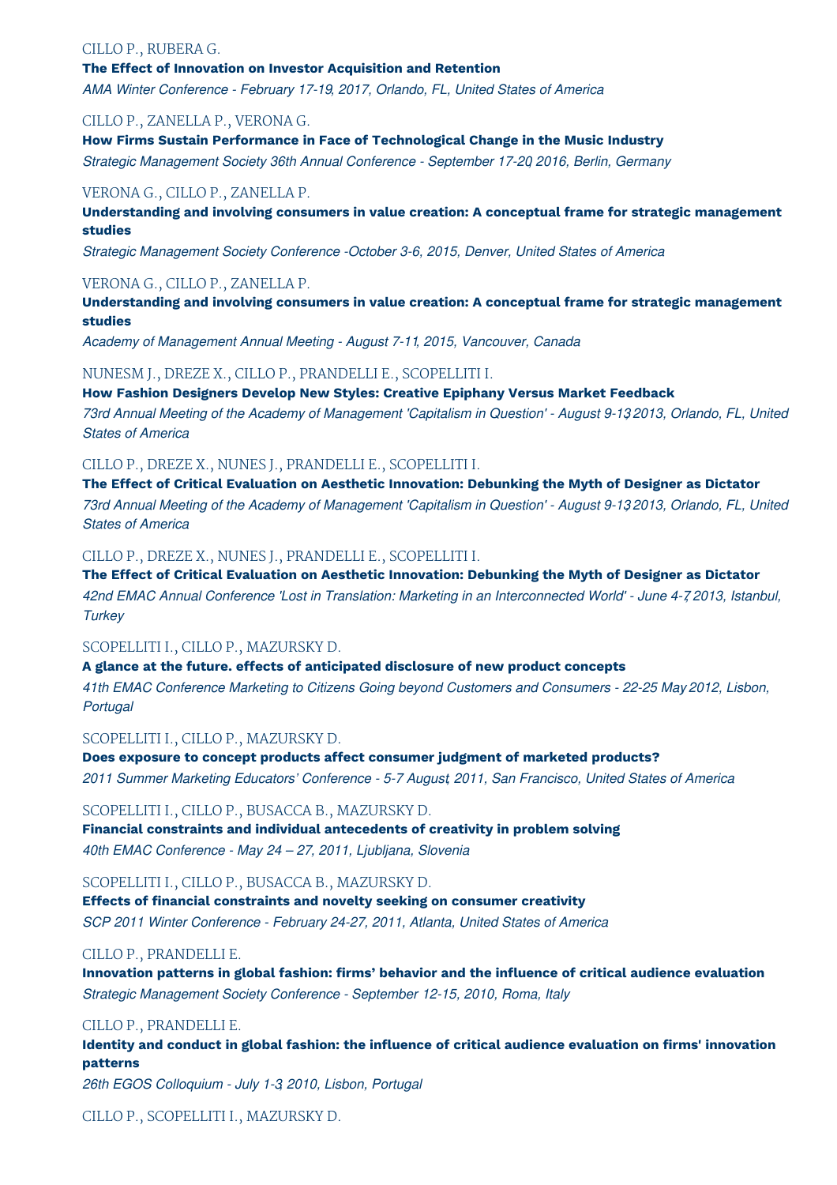CILLO P., RUBERA G.

**The Effect of Innovation on Investor Acquisition and Retention**

*AMA Winter Conference - February 17-19, 2017, Orlando, FL, United States of America*

CILLO P., ZANELLA P., VERONA G.

**How Firms Sustain Performance in Face of Technological Change in the Music Industry**

*Strategic Management Society 36th Annual Conference - September 17-20, 2016, Berlin, Germany*

VERONA G., CILLO P., ZANELLA P.

**Understanding and involving consumers in value creation: A conceptual frame for strategic management studies**

*Strategic Management Society Conference -October 3-6, 2015, Denver, United States of America*

VERONA G., CILLO P., ZANELLA P.

**Understanding and involving consumers in value creation: A conceptual frame for strategic management studies**

*Academy of Management Annual Meeting - August 7-11, 2015, Vancouver, Canada*

NUNESM J., DREZE X., CILLO P., PRANDELLI E., SCOPELLITI I.

**How Fashion Designers Develop New Styles: Creative Epiphany Versus Market Feedback**

*73rd Annual Meeting of the Academy of Management 'Capitalism in Question' - August 9-13, 2013, Orlando, FL, United States of America*

CILLO P., DREZE X., NUNES J., PRANDELLI E., SCOPELLITI I.

**The Effect of Critical Evaluation on Aesthetic Innovation: Debunking the Myth of Designer as Dictator**

*73rd Annual Meeting of the Academy of Management 'Capitalism in Question' - August 9-13, 2013, Orlando, FL, United States of America*

CILLO P., DREZE X., NUNES J., PRANDELLI E., SCOPELLITI I.

**The Effect of Critical Evaluation on Aesthetic Innovation: Debunking the Myth of Designer as Dictator**

*42nd EMAC Annual Conference 'Lost in Translation: Marketing in an Interconnected World' - June 4-7, 2013, Istanbul, Turkey*

SCOPELLITI I., CILLO P., MAZURSKY D.

**A glance at the future. effects of anticipated disclosure of new product concepts**

*41th EMAC Conference Marketing to Citizens Going beyond Customers and Consumers - 22-25 May 2012, Lisbon, Portugal*

SCOPELLITI I., CILLO P., MAZURSKY D.

**Does exposure to concept products affect consumer judgment of marketed products?**

*2011 Summer Marketing Educators' Conference - 5-7 August, 2011, San Francisco, United States of America*

SCOPELLITI I., CILLO P., BUSACCA B., MAZURSKY D.

**Financial constraints and individual antecedents of creativity in problem solving**

*40th EMAC Conference - May 24 – 27, 2011, Ljubljana, Slovenia*

SCOPELLITI I., CILLO P., BUSACCA B., MAZURSKY D.

**Effects of financial constraints and novelty seeking on consumer creativity**

*SCP 2011 Winter Conference - February 24-27, 2011, Atlanta, United States of America*

CILLO P., PRANDELLI E.

**Innovation patterns in global fashion: firms' behavior and the influence of critical audience evaluation**

*Strategic Management Society Conference - September 12-15, 2010, Roma, Italy*

CILLO P., PRANDELLI E.

**Identity and conduct in global fashion: the influence of critical audience evaluation on firms' innovation patterns**

*26th EGOS Colloquium - July 1-3, 2010, Lisbon, Portugal*

CILLO P., SCOPELLITI I., MAZURSKY D.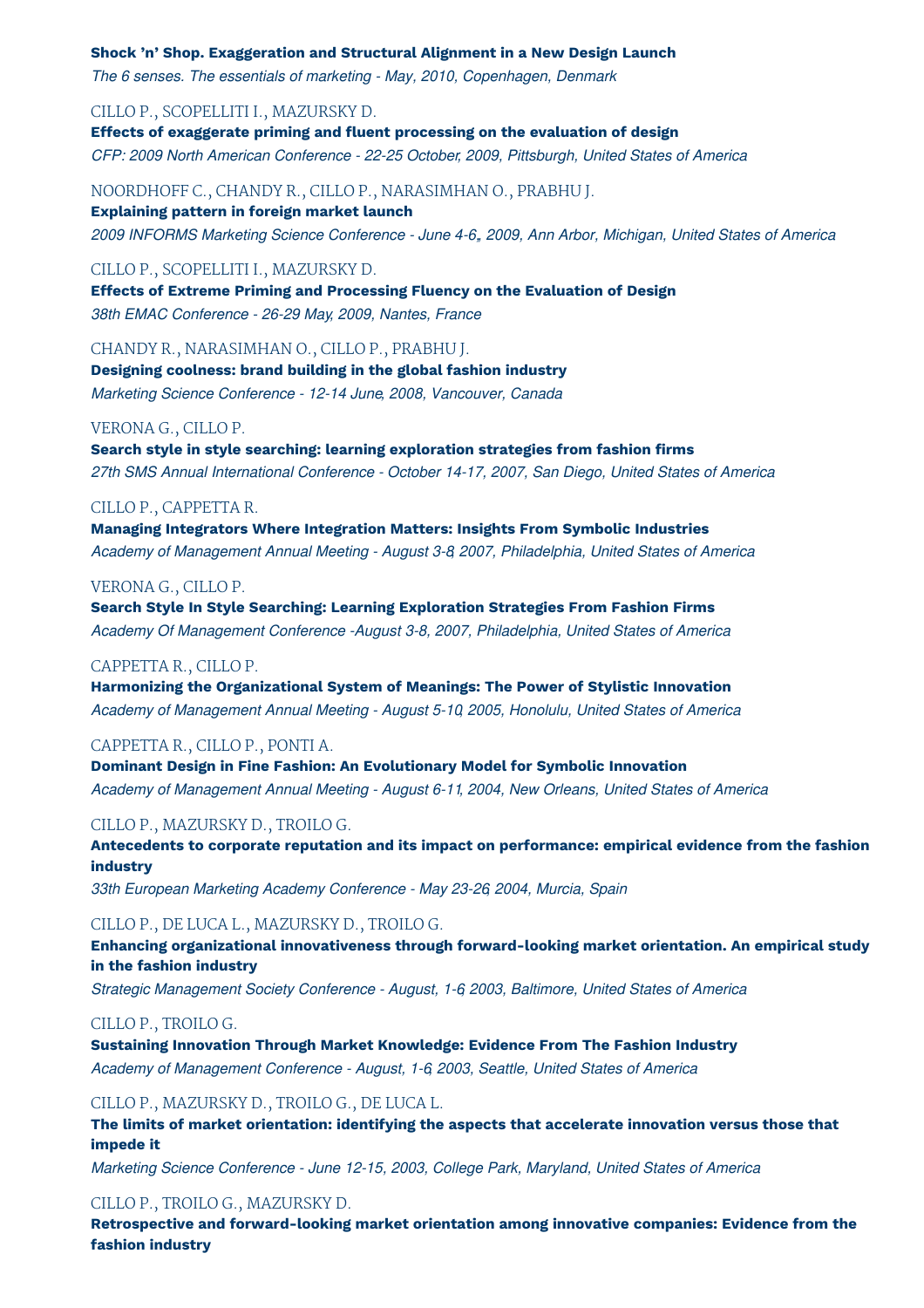**Shock 'n' Shop. Exaggeration and Structural Alignment in a New Design Launch**
*The 6 senses. The essentials of marketing - May, 2010, Copenhagen, Denmark*

CILLO P., SCOPELLITI I., MAZURSKY D.
**Effects of exaggerate priming and fluent processing on the evaluation of design**
*CFP: 2009 North American Conference - 22-25 October, 2009, Pittsburgh, United States of America*

NOORDHOFF C., CHANDY R., CILLO P., NARASIMHAN O., PRABHU J.
**Explaining pattern in foreign market launch**
*2009 INFORMS Marketing Science Conference - June 4-6,, 2009, Ann Arbor, Michigan, United States of America*

CILLO P., SCOPELLITI I., MAZURSKY D.
**Effects of Extreme Priming and Processing Fluency on the Evaluation of Design**
*38th EMAC Conference - 26-29 May, 2009, Nantes, France*

CHANDY R., NARASIMHAN O., CILLO P., PRABHU J.
**Designing coolness: brand building in the global fashion industry**
*Marketing Science Conference - 12-14 June, 2008, Vancouver, Canada*

VERONA G., CILLO P.
**Search style in style searching: learning exploration strategies from fashion firms**
*27th SMS Annual International Conference - October 14-17, 2007, San Diego, United States of America*

CILLO P., CAPPETTA R.
**Managing Integrators Where Integration Matters: Insights From Symbolic Industries**
*Academy of Management Annual Meeting - August 3-8, 2007, Philadelphia, United States of America*

VERONA G., CILLO P.
**Search Style In Style Searching: Learning Exploration Strategies From Fashion Firms**
*Academy Of Management Conference -August 3-8, 2007, Philadelphia, United States of America*

CAPPETTA R., CILLO P.
**Harmonizing the Organizational System of Meanings: The Power of Stylistic Innovation**
*Academy of Management Annual Meeting - August 5-10, 2005, Honolulu, United States of America*

CAPPETTA R., CILLO P., PONTI A.
**Dominant Design in Fine Fashion: An Evolutionary Model for Symbolic Innovation**
*Academy of Management Annual Meeting - August 6-11, 2004, New Orleans, United States of America*

CILLO P., MAZURSKY D., TROILO G.
**Antecedents to corporate reputation and its impact on performance: empirical evidence from the fashion industry**
*33th European Marketing Academy Conference - May 23-26, 2004, Murcia, Spain*

CILLO P., DE LUCA L., MAZURSKY D., TROILO G.
**Enhancing organizational innovativeness through forward-looking market orientation. An empirical study in the fashion industry**
*Strategic Management Society Conference - August, 1-6, 2003, Baltimore, United States of America*

CILLO P., TROILO G.
**Sustaining Innovation Through Market Knowledge: Evidence From The Fashion Industry**
*Academy of Management Conference - August, 1-6, 2003, Seattle, United States of America*

CILLO P., MAZURSKY D., TROILO G., DE LUCA L.
**The limits of market orientation: identifying the aspects that accelerate innovation versus those that impede it**
*Marketing Science Conference - June 12-15, 2003, College Park, Maryland, United States of America*

CILLO P., TROILO G., MAZURSKY D.
**Retrospective and forward-looking market orientation among innovative companies: Evidence from the fashion industry**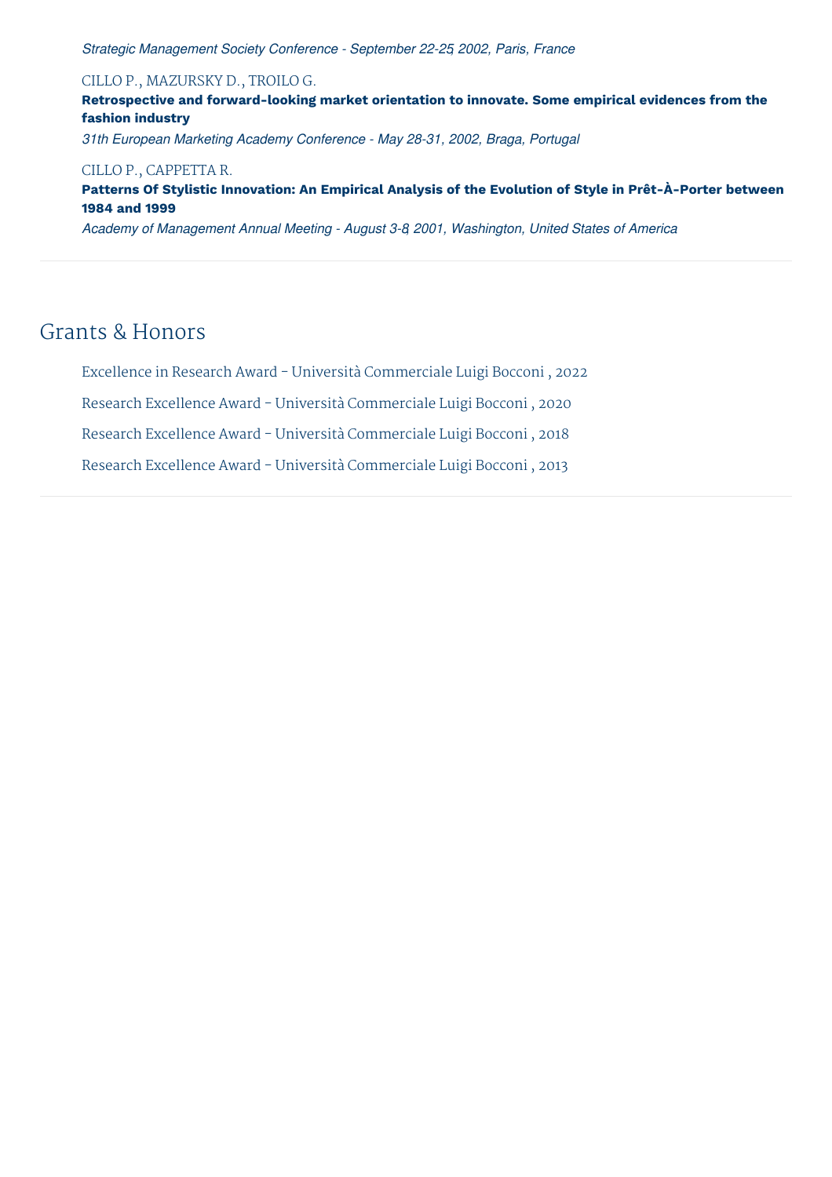*Strategic Management Society Conference - September 22-25, 2002, Paris, France*

CILLO P., MAZURSKY D., TROILO G.

**Retrospective and forward-looking market orientation to innovate. Some empirical evidences from the fashion industry**

*31th European Marketing Academy Conference - May 28-31, 2002, Braga, Portugal*

CILLO P., CAPPETTA R.

**Patterns Of Stylistic Innovation: An Empirical Analysis of the Evolution of Style in Prêt-À-Porter between 1984 and 1999**

*Academy of Management Annual Meeting - August 3-8, 2001, Washington, United States of America*

## Grants & Honors

Excellence in Research Award - Università Commerciale Luigi Bocconi , 2022

Research Excellence Award - Università Commerciale Luigi Bocconi , 2020

Research Excellence Award - Università Commerciale Luigi Bocconi , 2018

Research Excellence Award - Università Commerciale Luigi Bocconi , 2013